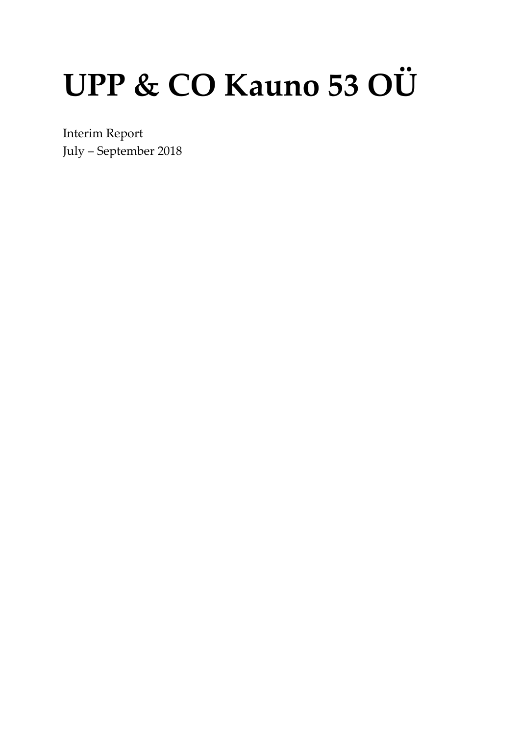# UPP & CO Kauno 53 OÜ

Interim Report
July – September 2018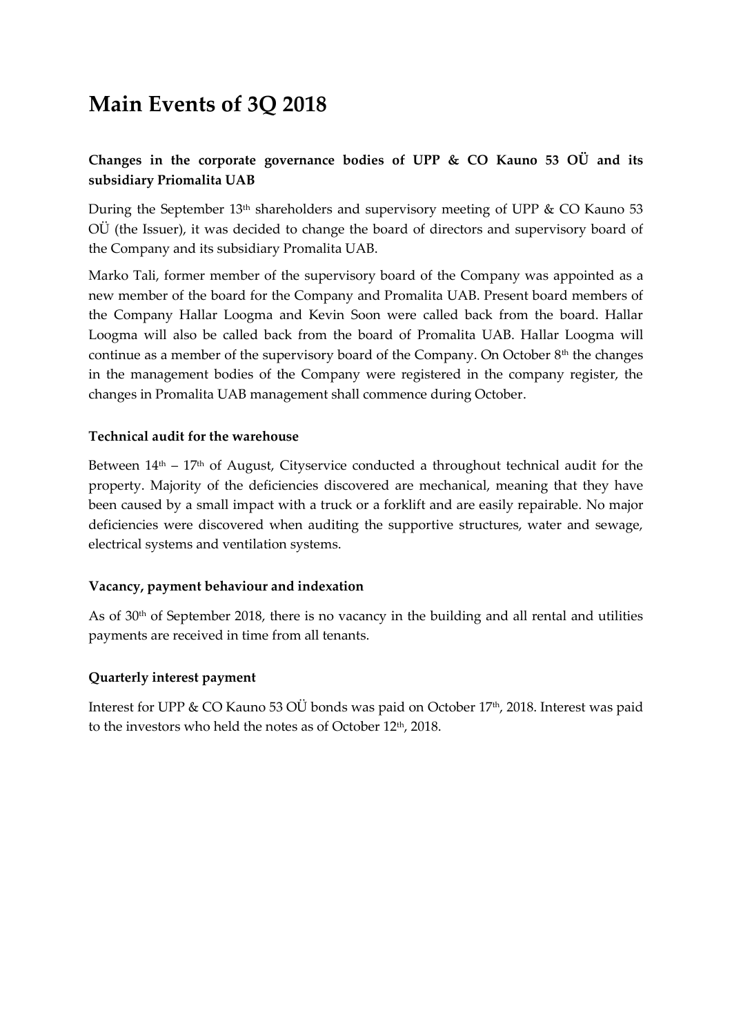# Main Events of 3Q 2018

### Changes in the corporate governance bodies of UPP & CO Kauno 53 OÜ and its subsidiary Priomalita UAB

During the September 13th shareholders and supervisory meeting of UPP & CO Kauno 53 OÜ (the Issuer), it was decided to change the board of directors and supervisory board of the Company and its subsidiary Promalita UAB.

Marko Tali, former member of the supervisory board of the Company was appointed as a new member of the board for the Company and Promalita UAB. Present board members of the Company Hallar Loogma and Kevin Soon were called back from the board. Hallar Loogma will also be called back from the board of Promalita UAB. Hallar Loogma will continue as a member of the supervisory board of the Company. On October 8th the changes in the management bodies of the Company were registered in the company register, the changes in Promalita UAB management shall commence during October.

### Technical audit for the warehouse

Between 14th – 17th of August, Cityservice conducted a throughout technical audit for the property. Majority of the deficiencies discovered are mechanical, meaning that they have been caused by a small impact with a truck or a forklift and are easily repairable. No major deficiencies were discovered when auditing the supportive structures, water and sewage, electrical systems and ventilation systems.

### Vacancy, payment behaviour and indexation

As of 30th of September 2018, there is no vacancy in the building and all rental and utilities payments are received in time from all tenants.

### Quarterly interest payment

Interest for UPP & CO Kauno 53 OÜ bonds was paid on October 17th, 2018. Interest was paid to the investors who held the notes as of October 12th, 2018.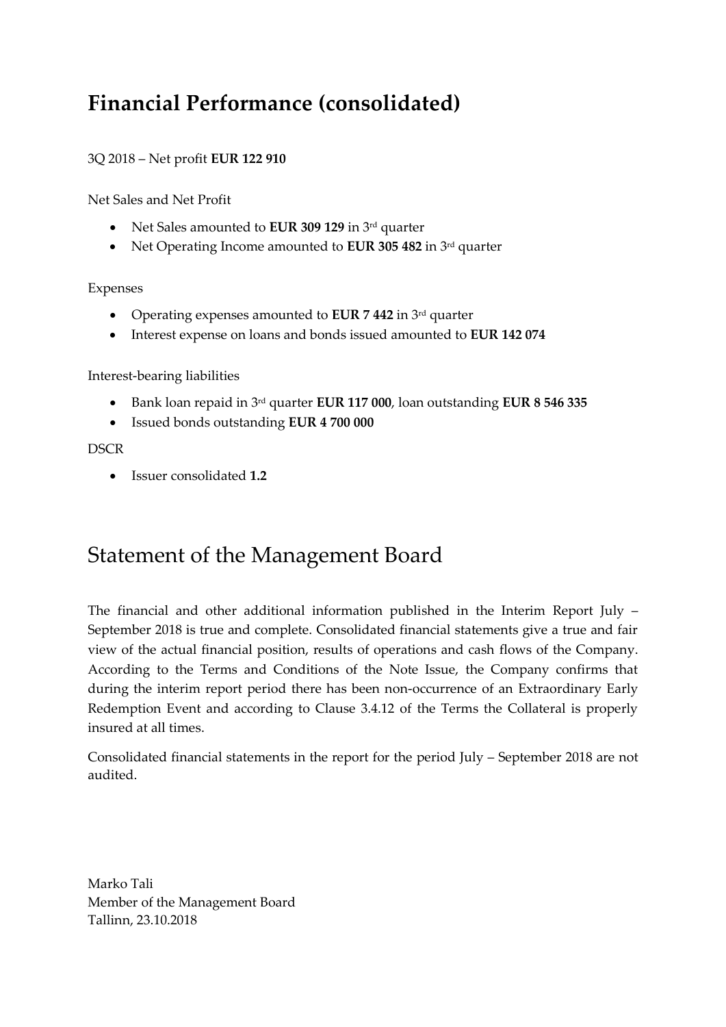# Financial Performance (consolidated)

3Q 2018 – Net profit **EUR 122 910**

Net Sales and Net Profit

- Net Sales amounted to **EUR 309 129** in 3rd quarter
- Net Operating Income amounted to **EUR 305 482** in 3rd quarter

Expenses

- Operating expenses amounted to **EUR 7 442** in 3rd quarter
- Interest expense on loans and bonds issued amounted to **EUR 142 074**

Interest-bearing liabilities

- Bank loan repaid in 3rd quarter **EUR 117 000**, loan outstanding **EUR 8 546 335**
- Issued bonds outstanding **EUR 4 700 000**

DSCR

- Issuer consolidated **1.2**

# Statement of the Management Board

The financial and other additional information published in the Interim Report July – September 2018 is true and complete. Consolidated financial statements give a true and fair view of the actual financial position, results of operations and cash flows of the Company. According to the Terms and Conditions of the Note Issue, the Company confirms that during the interim report period there has been non-occurrence of an Extraordinary Early Redemption Event and according to Clause 3.4.12 of the Terms the Collateral is properly insured at all times.

Consolidated financial statements in the report for the period July – September 2018 are not audited.

Marko Tali
Member of the Management Board
Tallinn, 23.10.2018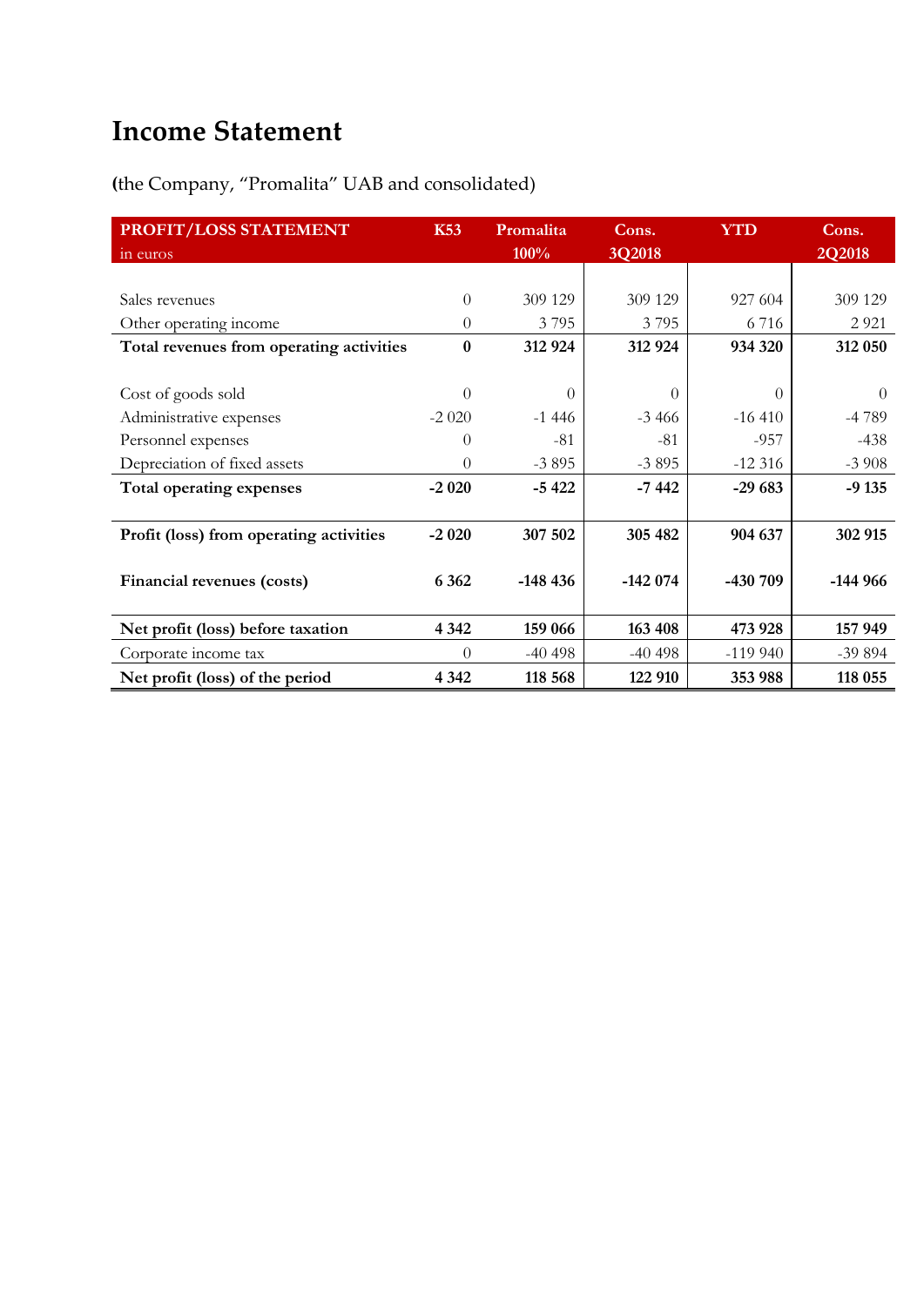# Income Statement

**(**the Company, "Promalita" UAB and consolidated)

| PROFIT/LOSS STATEMENT in euros | K53 | Promalita 100% | Cons. 3Q2018 | YTD | Cons. 2Q2018 |
|---|---|---|---|---|---|
| Sales revenues | 0 | 309 129 | 309 129 | 927 604 | 309 129 |
| Other operating income | 0 | 3 795 | 3 795 | 6 716 | 2 921 |
| **Total revenues from operating activities** | **0** | **312 924** | **312 924** | **934 320** | **312 050** |
| Cost of goods sold | 0 | 0 | 0 | 0 | 0 |
| Administrative expenses | -2 020 | -1 446 | -3 466 | -16 410 | -4 789 |
| Personnel expenses | 0 | -81 | -81 | -957 | -438 |
| Depreciation of fixed assets | 0 | -3 895 | -3 895 | -12 316 | -3 908 |
| **Total operating expenses** | **-2 020** | **-5 422** | **-7 442** | **-29 683** | **-9 135** |
| **Profit (loss) from operating activities** | **-2 020** | **307 502** | **305 482** | **904 637** | **302 915** |
| **Financial revenues (costs)** | **6 362** | **-148 436** | **-142 074** | **-430 709** | **-144 966** |
| **Net profit (loss) before taxation** | **4 342** | **159 066** | **163 408** | **473 928** | **157 949** |
| Corporate income tax | 0 | -40 498 | -40 498 | -119 940 | -39 894 |
| **Net profit (loss) of the period** | **4 342** | **118 568** | **122 910** | **353 988** | **118 055** |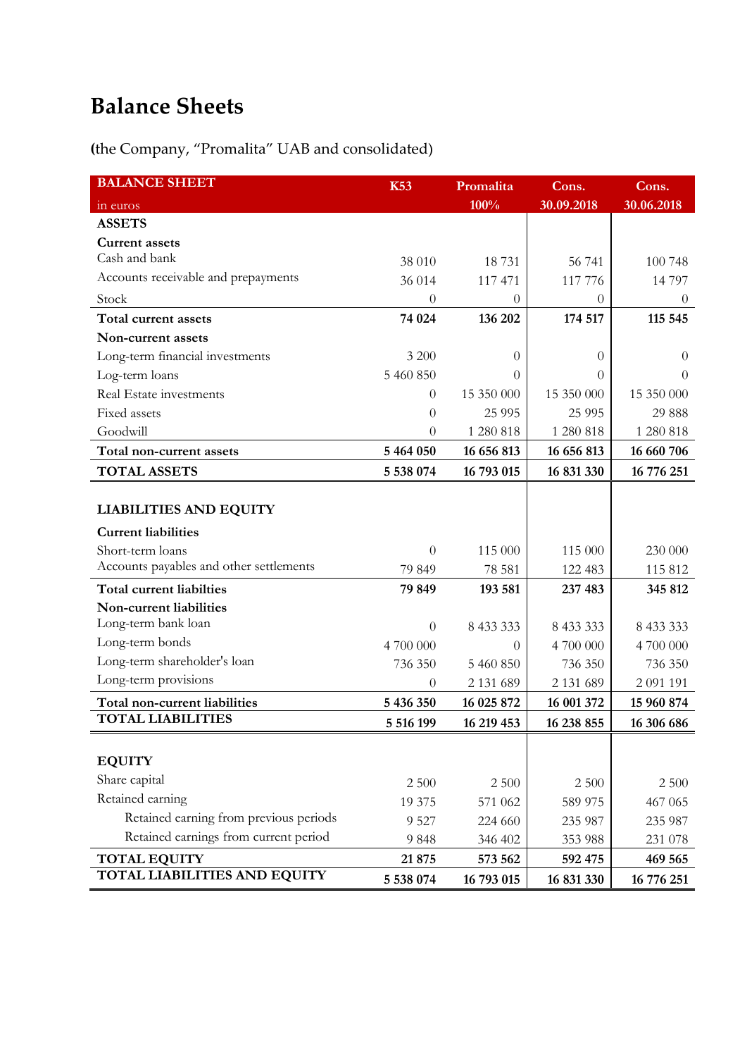# Balance Sheets

**(**the Company, "Promalita" UAB and consolidated)

| BALANCE SHEET<br>in euros | K53 | Promalita<br>100% | Cons.<br>30.09.2018 | Cons.<br>30.06.2018 |
|---|---|---|---|---|
| **ASSETS** | | | | |
| **Current assets** | | | | |
| Cash and bank | 38 010 | 18 731 | 56 741 | 100 748 |
| Accounts receivable and prepayments | 36 014 | 117 471 | 117 776 | 14 797 |
| Stock | 0 | 0 | 0 | 0 |
| **Total current assets** | **74 024** | **136 202** | **174 517** | **115 545** |
| **Non-current assets** | | | | |
| Long-term financial investments | 3 200 | 0 | 0 | 0 |
| Log-term loans | 5 460 850 | 0 | 0 | 0 |
| Real Estate investments | 0 | 15 350 000 | 15 350 000 | 15 350 000 |
| Fixed assets | 0 | 25 995 | 25 995 | 29 888 |
| Goodwill | 0 | 1 280 818 | 1 280 818 | 1 280 818 |
| **Total non-current assets** | **5 464 050** | **16 656 813** | **16 656 813** | **16 660 706** |
| **TOTAL ASSETS** | **5 538 074** | **16 793 015** | **16 831 330** | **16 776 251** |
| | | | | |
| **LIABILITIES AND EQUITY** | | | | |
| **Current liabilities** | | | | |
| Short-term loans | 0 | 115 000 | 115 000 | 230 000 |
| Accounts payables and other settlements | 79 849 | 78 581 | 122 483 | 115 812 |
| **Total current liabilties** | **79 849** | **193 581** | **237 483** | **345 812** |
| **Non-current liabilities** | | | | |
| Long-term bank loan | 0 | 8 433 333 | 8 433 333 | 8 433 333 |
| Long-term bonds | 4 700 000 | 0 | 4 700 000 | 4 700 000 |
| Long-term shareholder's loan | 736 350 | 5 460 850 | 736 350 | 736 350 |
| Long-term provisions | 0 | 2 131 689 | 2 131 689 | 2 091 191 |
| **Total non-current liabilities** | **5 436 350** | **16 025 872** | **16 001 372** | **15 960 874** |
| **TOTAL LIABILITIES** | **5 516 199** | **16 219 453** | **16 238 855** | **16 306 686** |
| | | | | |
| **EQUITY** | | | | |
| Share capital | 2 500 | 2 500 | 2 500 | 2 500 |
| Retained earning | 19 375 | 571 062 | 589 975 | 467 065 |
| Retained earning from previous periods | 9 527 | 224 660 | 235 987 | 235 987 |
| Retained earnings from current period | 9 848 | 346 402 | 353 988 | 231 078 |
| **TOTAL EQUITY** | **21 875** | **573 562** | **592 475** | **469 565** |
| **TOTAL LIABILITIES AND EQUITY** | **5 538 074** | **16 793 015** | **16 831 330** | **16 776 251** |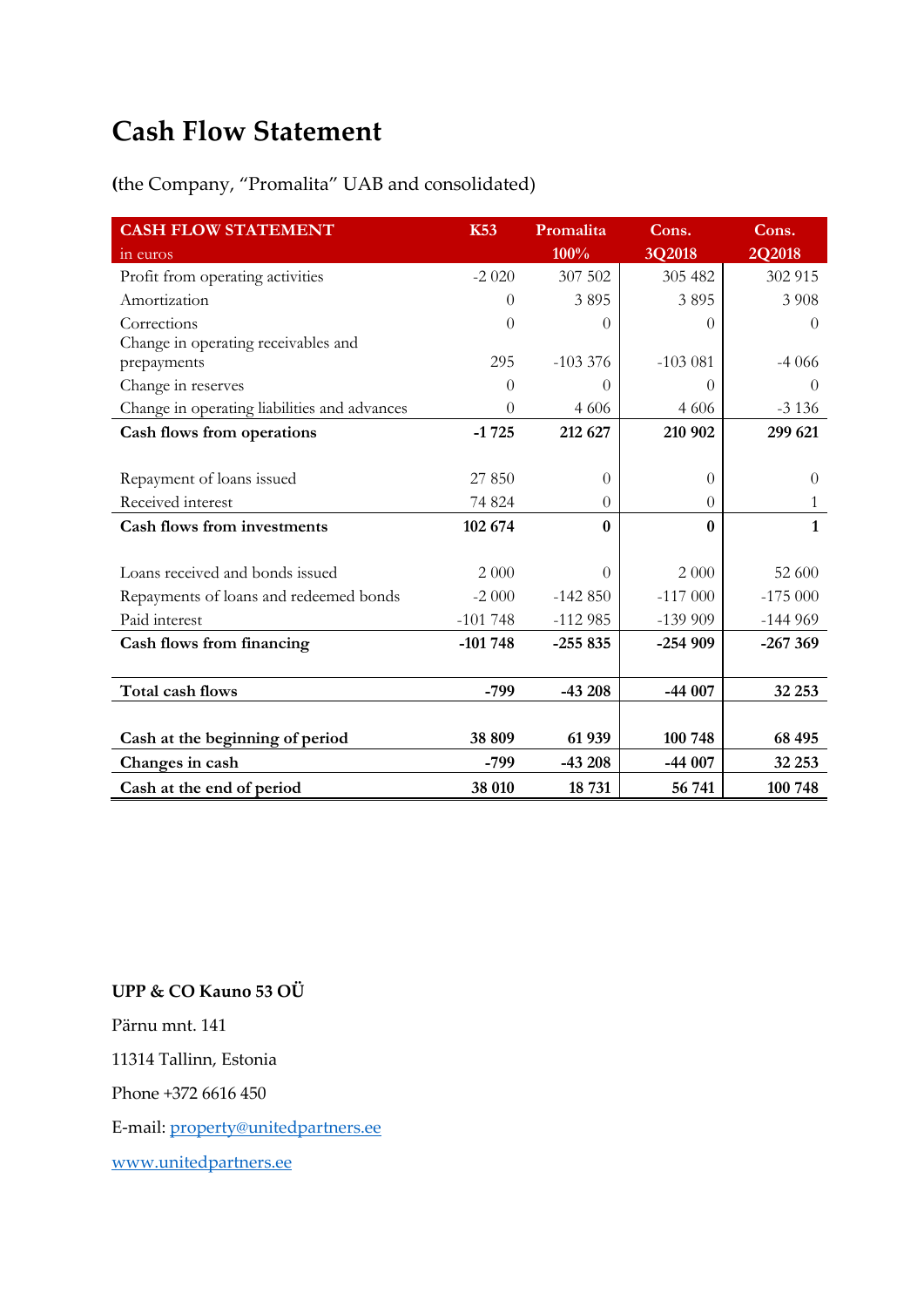# Cash Flow Statement

**(**the Company, "Promalita" UAB and consolidated)

| CASH FLOW STATEMENT<br>in euros | K53 | Promalita 100% | Cons. 3Q2018 | Cons. 2Q2018 |
|---|---|---|---|---|
| Profit from operating activities | -2 020 | 307 502 | 305 482 | 302 915 |
| Amortization | 0 | 3 895 | 3 895 | 3 908 |
| Corrections | 0 | 0 | 0 | 0 |
| Change in operating receivables and prepayments | 295 | -103 376 | -103 081 | -4 066 |
| Change in reserves | 0 | 0 | 0 | 0 |
| Change in operating liabilities and advances | 0 | 4 606 | 4 606 | -3 136 |
| **Cash flows from operations** | **-1 725** | **212 627** | **210 902** | **299 621** |
| | | | | |
| Repayment of loans issued | 27 850 | 0 | 0 | 0 |
| Received interest | 74 824 | 0 | 0 | 1 |
| **Cash flows from investments** | **102 674** | **0** | **0** | **1** |
| | | | | |
| Loans received and bonds issued | 2 000 | 0 | 2 000 | 52 600 |
| Repayments of loans and redeemed bonds | -2 000 | -142 850 | -117 000 | -175 000 |
| Paid interest | -101 748 | -112 985 | -139 909 | -144 969 |
| **Cash flows from financing** | **-101 748** | **-255 835** | **-254 909** | **-267 369** |
| | | | | |
| **Total cash flows** | **-799** | **-43 208** | **-44 007** | **32 253** |
| | | | | |
| **Cash at the beginning of period** | **38 809** | **61 939** | **100 748** | **68 495** |
| **Changes in cash** | **-799** | **-43 208** | **-44 007** | **32 253** |
| **Cash at the end of period** | **38 010** | **18 731** | **56 741** | **100 748** |

**UPP & CO Kauno 53 OÜ**

Pärnu mnt. 141

11314 Tallinn, Estonia

Phone +372 6616 450

E-mail: property@unitedpartners.ee

www.unitedpartners.ee